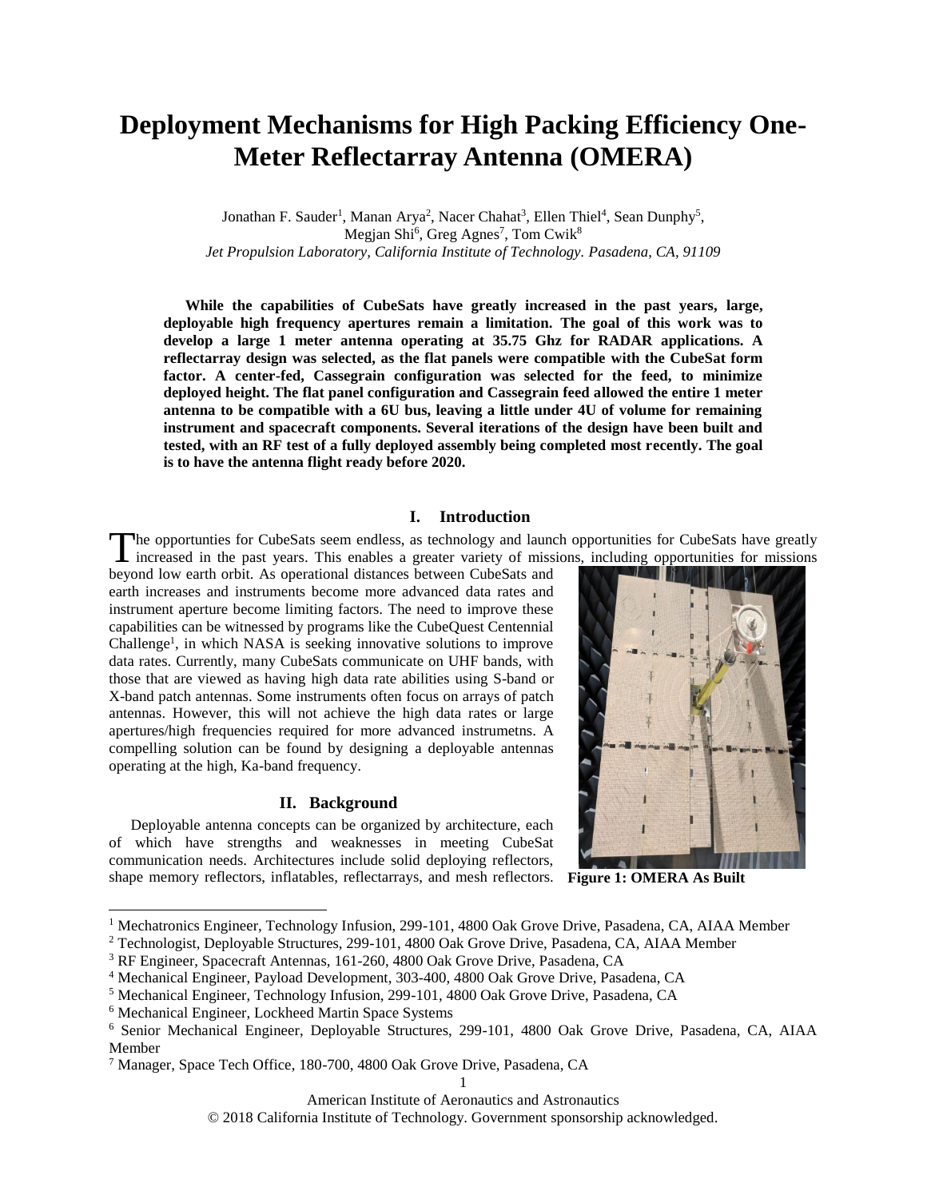# Deployment Mechanisms for High Packing Efficiency One-Meter Reflectarray Antenna (OMERA)

Jonathan F. Sauder[1], Manan Arya[2], Nacer Chahat[3], Ellen Thiel[4], Sean Dunphy[5], Megjan Shi[6], Greg Agnes[7], Tom Cwik[8]
*Jet Propulsion Laboratory, California Institute of Technology. Pasadena, CA, 91109*

**While the capabilities of CubeSats have greatly increased in the past years, large, deployable high frequency apertures remain a limitation. The goal of this work was to develop a large 1 meter antenna operating at 35.75 Ghz for RADAR applications. A reflectarray design was selected, as the flat panels were compatible with the CubeSat form factor. A center-fed, Cassegrain configuration was selected for the feed, to minimize deployed height. The flat panel configuration and Cassegrain feed allowed the entire 1 meter antenna to be compatible with a 6U bus, leaving a little under 4U of volume for remaining instrument and spacecraft components. Several iterations of the design have been built and tested, with an RF test of a fully deployed assembly being completed most recently. The goal is to have the antenna flight ready before 2020.**

## I. Introduction

The opportunties for CubeSats seem endless, as technology and launch opportunities for CubeSats have greatly increased in the past years. This enables a greater variety of missions, including opportunities for missions beyond low earth orbit. As operational distances between CubeSats and earth increases and instruments become more advanced data rates and instrument aperture become limiting factors. The need to improve these capabilities can be witnessed by programs like the CubeQuest Centennial Challenge[1], in which NASA is seeking innovative solutions to improve data rates. Currently, many CubeSats communicate on UHF bands, with those that are viewed as having high data rate abilities using S-band or X-band patch antennas. Some instruments often focus on arrays of patch antennas. However, this will not achieve the high data rates or large apertures/high frequencies required for more advanced instrumetns. A compelling solution can be found by designing a deployable antennas operating at the high, Ka-band frequency.

**Figure 1: OMERA As Built**

## II. Background

Deployable antenna concepts can be organized by architecture, each of which have strengths and weaknesses in meeting CubeSat communication needs. Architectures include solid deploying reflectors, shape memory reflectors, inflatables, reflectarrays, and mesh reflectors.

---

[1] Mechatronics Engineer, Technology Infusion, 299-101, 4800 Oak Grove Drive, Pasadena, CA, AIAA Member
[2] Technologist, Deployable Structures, 299-101, 4800 Oak Grove Drive, Pasadena, CA, AIAA Member
[3] RF Engineer, Spacecraft Antennas, 161-260, 4800 Oak Grove Drive, Pasadena, CA
[4] Mechanical Engineer, Payload Development, 303-400, 4800 Oak Grove Drive, Pasadena, CA
[5] Mechanical Engineer, Technology Infusion, 299-101, 4800 Oak Grove Drive, Pasadena, CA
[6] Mechanical Engineer, Lockheed Martin Space Systems
[6] Senior Mechanical Engineer, Deployable Structures, 299-101, 4800 Oak Grove Drive, Pasadena, CA, AIAA Member
[7] Manager, Space Tech Office, 180-700, 4800 Oak Grove Drive, Pasadena, CA

© 2018 California Institute of Technology. Government sponsorship acknowledged.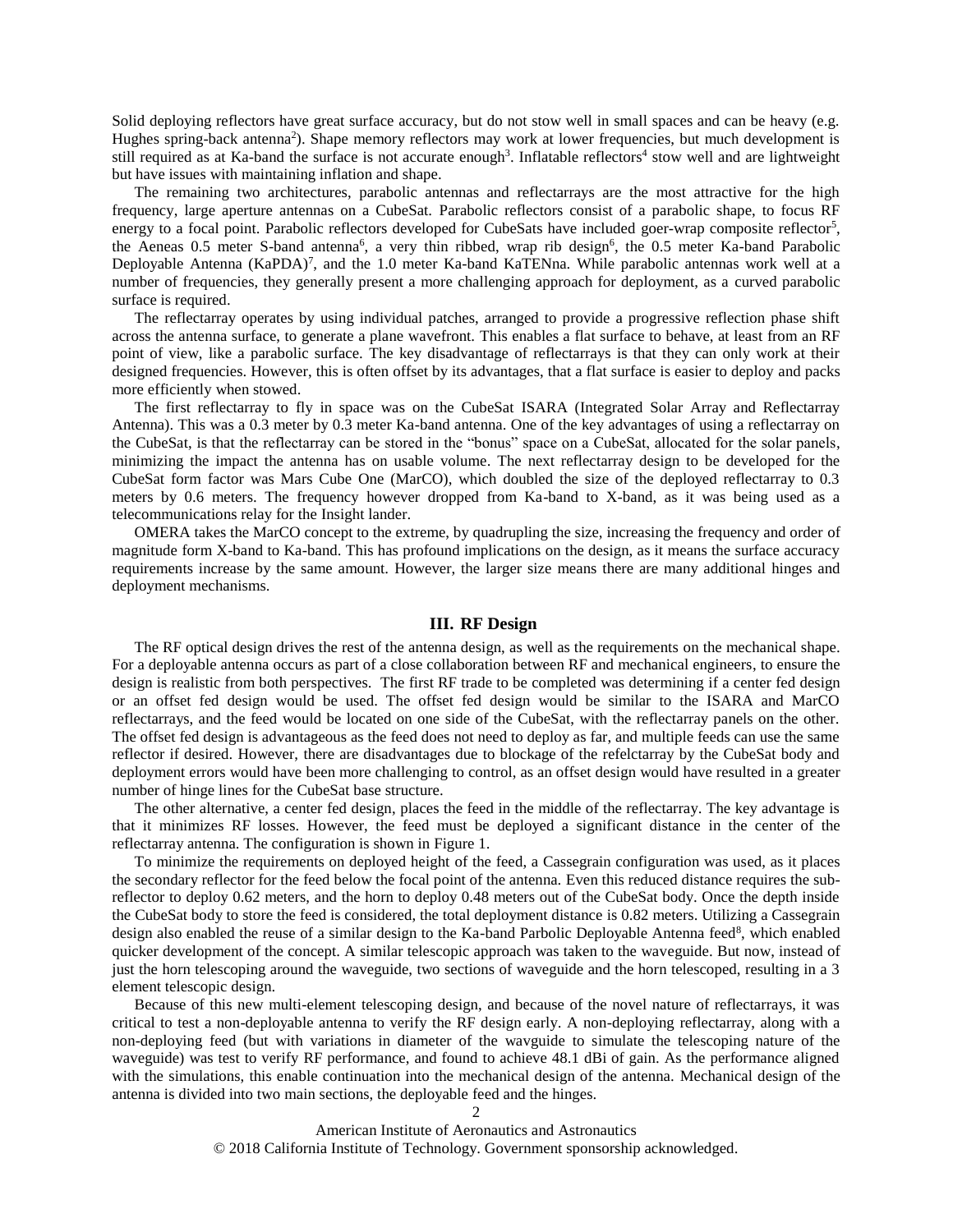Solid deploying reflectors have great surface accuracy, but do not stow well in small spaces and can be heavy (e.g. Hughes spring-back antenna[2]). Shape memory reflectors may work at lower frequencies, but much development is still required as at Ka-band the surface is not accurate enough[3]. Inflatable reflectors[4] stow well and are lightweight but have issues with maintaining inflation and shape.

The remaining two architectures, parabolic antennas and reflectarrays are the most attractive for the high frequency, large aperture antennas on a CubeSat. Parabolic reflectors consist of a parabolic shape, to focus RF energy to a focal point. Parabolic reflectors developed for CubeSats have included goer-wrap composite reflector[5], the Aeneas 0.5 meter S-band antenna[6], a very thin ribbed, wrap rib design[6], the 0.5 meter Ka-band Parabolic Deployable Antenna (KaPDA)[7], and the 1.0 meter Ka-band KaTENna. While parabolic antennas work well at a number of frequencies, they generally present a more challenging approach for deployment, as a curved parabolic surface is required.

The reflectarray operates by using individual patches, arranged to provide a progressive reflection phase shift across the antenna surface, to generate a plane wavefront. This enables a flat surface to behave, at least from an RF point of view, like a parabolic surface. The key disadvantage of reflectarrays is that they can only work at their designed frequencies. However, this is often offset by its advantages, that a flat surface is easier to deploy and packs more efficiently when stowed.

The first reflectarray to fly in space was on the CubeSat ISARA (Integrated Solar Array and Reflectarray Antenna). This was a 0.3 meter by 0.3 meter Ka-band antenna. One of the key advantages of using a reflectarray on the CubeSat, is that the reflectarray can be stored in the "bonus" space on a CubeSat, allocated for the solar panels, minimizing the impact the antenna has on usable volume. The next reflectarray design to be developed for the CubeSat form factor was Mars Cube One (MarCO), which doubled the size of the deployed reflectarray to 0.3 meters by 0.6 meters. The frequency however dropped from Ka-band to X-band, as it was being used as a telecommunications relay for the Insight lander.

OMERA takes the MarCO concept to the extreme, by quadrupling the size, increasing the frequency and order of magnitude form X-band to Ka-band. This has profound implications on the design, as it means the surface accuracy requirements increase by the same amount. However, the larger size means there are many additional hinges and deployment mechanisms.

## III. RF Design

The RF optical design drives the rest of the antenna design, as well as the requirements on the mechanical shape. For a deployable antenna occurs as part of a close collaboration between RF and mechanical engineers, to ensure the design is realistic from both perspectives. The first RF trade to be completed was determining if a center fed design or an offset fed design would be used. The offset fed design would be similar to the ISARA and MarCO reflectarrays, and the feed would be located on one side of the CubeSat, with the reflectarray panels on the other. The offset fed design is advantageous as the feed does not need to deploy as far, and multiple feeds can use the same reflector if desired. However, there are disadvantages due to blockage of the refelctarray by the CubeSat body and deployment errors would have been more challenging to control, as an offset design would have resulted in a greater number of hinge lines for the CubeSat base structure.

The other alternative, a center fed design, places the feed in the middle of the reflectarray. The key advantage is that it minimizes RF losses. However, the feed must be deployed a significant distance in the center of the reflectarray antenna. The configuration is shown in Figure 1.

To minimize the requirements on deployed height of the feed, a Cassegrain configuration was used, as it places the secondary reflector for the feed below the focal point of the antenna. Even this reduced distance requires the sub-reflector to deploy 0.62 meters, and the horn to deploy 0.48 meters out of the CubeSat body. Once the depth inside the CubeSat body to store the feed is considered, the total deployment distance is 0.82 meters. Utilizing a Cassegrain design also enabled the reuse of a similar design to the Ka-band Parbolic Deployable Antenna feed[8], which enabled quicker development of the concept. A similar telescopic approach was taken to the waveguide. But now, instead of just the horn telescoping around the waveguide, two sections of waveguide and the horn telescoped, resulting in a 3 element telescopic design.

Because of this new multi-element telescoping design, and because of the novel nature of reflectarrays, it was critical to test a non-deployable antenna to verify the RF design early. A non-deploying reflectarray, along with a non-deploying feed (but with variations in diameter of the wavguide to simulate the telescoping nature of the waveguide) was test to verify RF performance, and found to achieve 48.1 dBi of gain. As the performance aligned with the simulations, this enable continuation into the mechanical design of the antenna. Mechanical design of the antenna is divided into two main sections, the deployable feed and the hinges.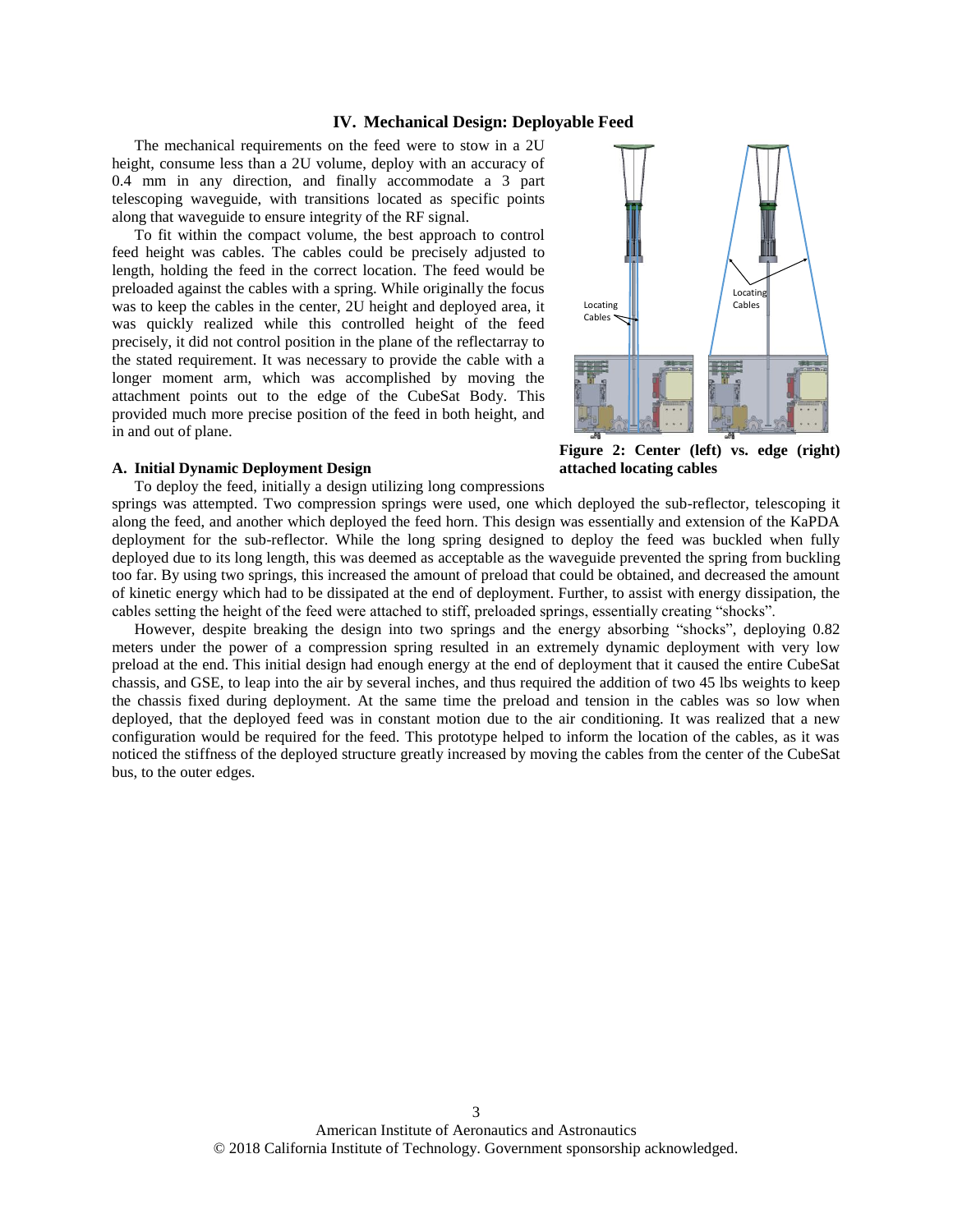## IV. Mechanical Design: Deployable Feed

The mechanical requirements on the feed were to stow in a 2U height, consume less than a 2U volume, deploy with an accuracy of 0.4 mm in any direction, and finally accommodate a 3 part telescoping waveguide, with transitions located as specific points along that waveguide to ensure integrity of the RF signal.

To fit within the compact volume, the best approach to control feed height was cables. The cables could be precisely adjusted to length, holding the feed in the correct location. The feed would be preloaded against the cables with a spring. While originally the focus was to keep the cables in the center, 2U height and deployed area, it was quickly realized while this controlled height of the feed precisely, it did not control position in the plane of the reflectarray to the stated requirement. It was necessary to provide the cable with a longer moment arm, which was accomplished by moving the attachment points out to the edge of the CubeSat Body. This provided much more precise position of the feed in both height, and in and out of plane.

**Figure 2: Center (left) vs. edge (right) attached locating cables**

### A. Initial Dynamic Deployment Design

To deploy the feed, initially a design utilizing long compressions springs was attempted. Two compression springs were used, one which deployed the sub-reflector, telescoping it along the feed, and another which deployed the feed horn. This design was essentially and extension of the KaPDA deployment for the sub-reflector. While the long spring designed to deploy the feed was buckled when fully deployed due to its long length, this was deemed as acceptable as the waveguide prevented the spring from buckling too far. By using two springs, this increased the amount of preload that could be obtained, and decreased the amount of kinetic energy which had to be dissipated at the end of deployment. Further, to assist with energy dissipation, the cables setting the height of the feed were attached to stiff, preloaded springs, essentially creating "shocks".

However, despite breaking the design into two springs and the energy absorbing "shocks", deploying 0.82 meters under the power of a compression spring resulted in an extremely dynamic deployment with very low preload at the end. This initial design had enough energy at the end of deployment that it caused the entire CubeSat chassis, and GSE, to leap into the air by several inches, and thus required the addition of two 45 lbs weights to keep the chassis fixed during deployment. At the same time the preload and tension in the cables was so low when deployed, that the deployed feed was in constant motion due to the air conditioning. It was realized that a new configuration would be required for the feed. This prototype helped to inform the location of the cables, as it was noticed the stiffness of the deployed structure greatly increased by moving the cables from the center of the CubeSat bus, to the outer edges.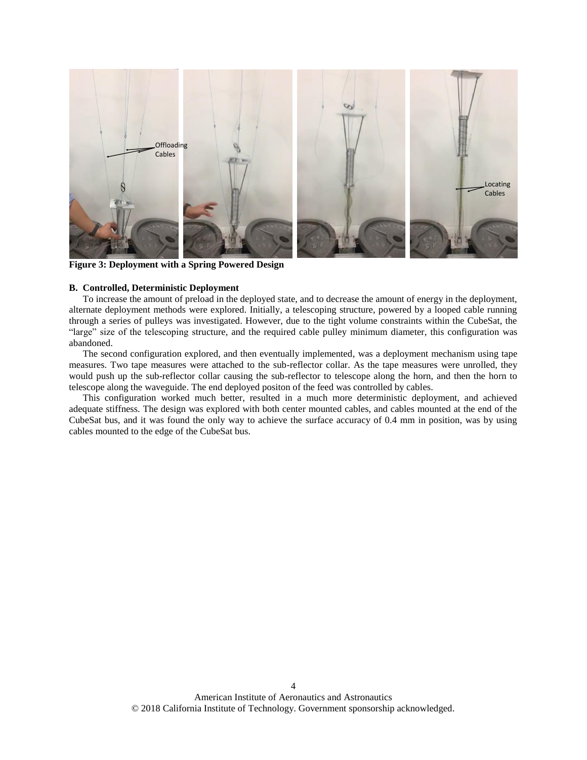**Figure 3: Deployment with a Spring Powered Design**

### B. Controlled, Deterministic Deployment

To increase the amount of preload in the deployed state, and to decrease the amount of energy in the deployment, alternate deployment methods were explored. Initially, a telescoping structure, powered by a looped cable running through a series of pulleys was investigated. However, due to the tight volume constraints within the CubeSat, the "large" size of the telescoping structure, and the required cable pulley minimum diameter, this configuration was abandoned.

The second configuration explored, and then eventually implemented, was a deployment mechanism using tape measures. Two tape measures were attached to the sub-reflector collar. As the tape measures were unrolled, they would push up the sub-reflector collar causing the sub-reflector to telescope along the horn, and then the horn to telescope along the waveguide. The end deployed positon of the feed was controlled by cables.

This configuration worked much better, resulted in a much more deterministic deployment, and achieved adequate stiffness. The design was explored with both center mounted cables, and cables mounted at the end of the CubeSat bus, and it was found the only way to achieve the surface accuracy of 0.4 mm in position, was by using cables mounted to the edge of the CubeSat bus.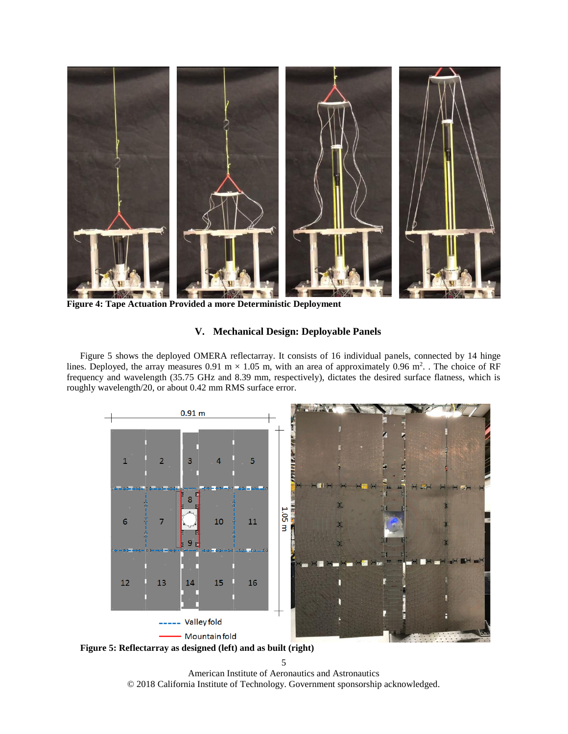Figure 4: Tape Actuation Provided a more Deterministic Deployment

## V. Mechanical Design: Deployable Panels

Figure 5 shows the deployed OMERA reflectarray. It consists of 16 individual panels, connected by 14 hinge lines. Deployed, the array measures 0.91 m × 1.05 m, with an area of approximately 0.96 m$^2$. . The choice of RF frequency and wavelength (35.75 GHz and 8.39 mm, respectively), dictates the desired surface flatness, which is roughly wavelength/20, or about 0.42 mm RMS surface error.

Figure 5: Reflectarray as designed (left) and as built (right)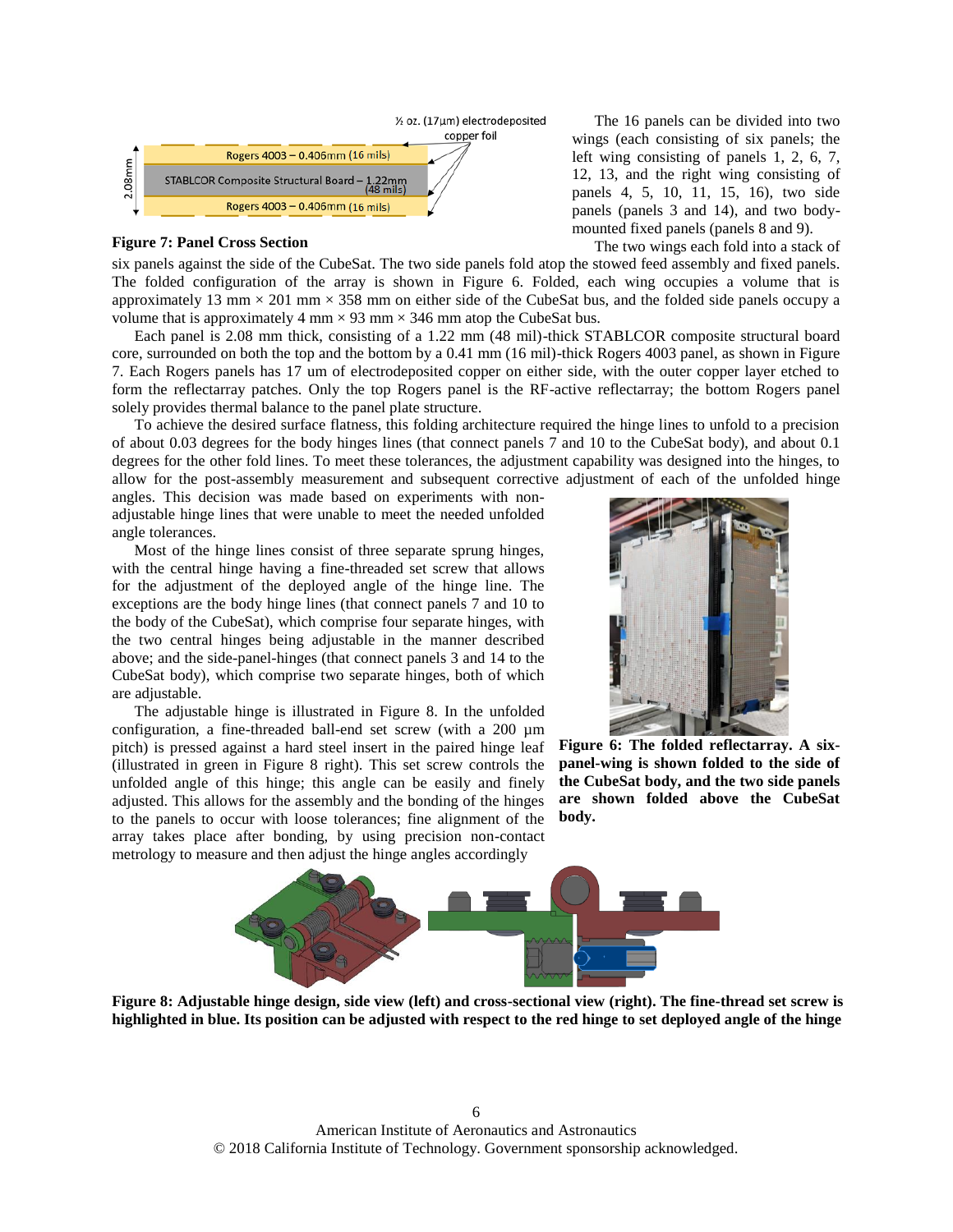Figure 7: Panel Cross Section

The 16 panels can be divided into two wings (each consisting of six panels; the left wing consisting of panels 1, 2, 6, 7, 12, 13, and the right wing consisting of panels 4, 5, 10, 11, 15, 16), two side panels (panels 3 and 14), and two body-mounted fixed panels (panels 8 and 9).

The two wings each fold into a stack of six panels against the side of the CubeSat. The two side panels fold atop the stowed feed assembly and fixed panels. The folded configuration of the array is shown in Figure 6. Folded, each wing occupies a volume that is approximately 13 mm × 201 mm × 358 mm on either side of the CubeSat bus, and the folded side panels occupy a volume that is approximately 4 mm × 93 mm × 346 mm atop the CubeSat bus.

Each panel is 2.08 mm thick, consisting of a 1.22 mm (48 mil)-thick STABLCOR composite structural board core, surrounded on both the top and the bottom by a 0.41 mm (16 mil)-thick Rogers 4003 panel, as shown in Figure 7. Each Rogers panels has 17 um of electrodeposited copper on either side, with the outer copper layer etched to form the reflectarray patches. Only the top Rogers panel is the RF-active reflectarray; the bottom Rogers panel solely provides thermal balance to the panel plate structure.

To achieve the desired surface flatness, this folding architecture required the hinge lines to unfold to a precision of about 0.03 degrees for the body hinges lines (that connect panels 7 and 10 to the CubeSat body), and about 0.1 degrees for the other fold lines. To meet these tolerances, the adjustment capability was designed into the hinges, to allow for the post-assembly measurement and subsequent corrective adjustment of each of the unfolded hinge angles. This decision was made based on experiments with non-adjustable hinge lines that were unable to meet the needed unfolded angle tolerances.

Most of the hinge lines consist of three separate sprung hinges, with the central hinge having a fine-threaded set screw that allows for the adjustment of the deployed angle of the hinge line. The exceptions are the body hinge lines (that connect panels 7 and 10 to the body of the CubeSat), which comprise four separate hinges, with the two central hinges being adjustable in the manner described above; and the side-panel-hinges (that connect panels 3 and 14 to the CubeSat body), which comprise two separate hinges, both of which are adjustable.

The adjustable hinge is illustrated in Figure 8. In the unfolded configuration, a fine-threaded ball-end set screw (with a 200 µm pitch) is pressed against a hard steel insert in the paired hinge leaf (illustrated in green in Figure 8 right). This set screw controls the unfolded angle of this hinge; this angle can be easily and finely adjusted. This allows for the assembly and the bonding of the hinges to the panels to occur with loose tolerances; fine alignment of the array takes place after bonding, by using precision non-contact metrology to measure and then adjust the hinge angles accordingly

**Figure 6: The folded reflectarray. A six-panel-wing is shown folded to the side of the CubeSat body, and the two side panels are shown folded above the CubeSat body.**

**Figure 8: Adjustable hinge design, side view (left) and cross-sectional view (right). The fine-thread set screw is highlighted in blue. Its position can be adjusted with respect to the red hinge to set deployed angle of the hinge**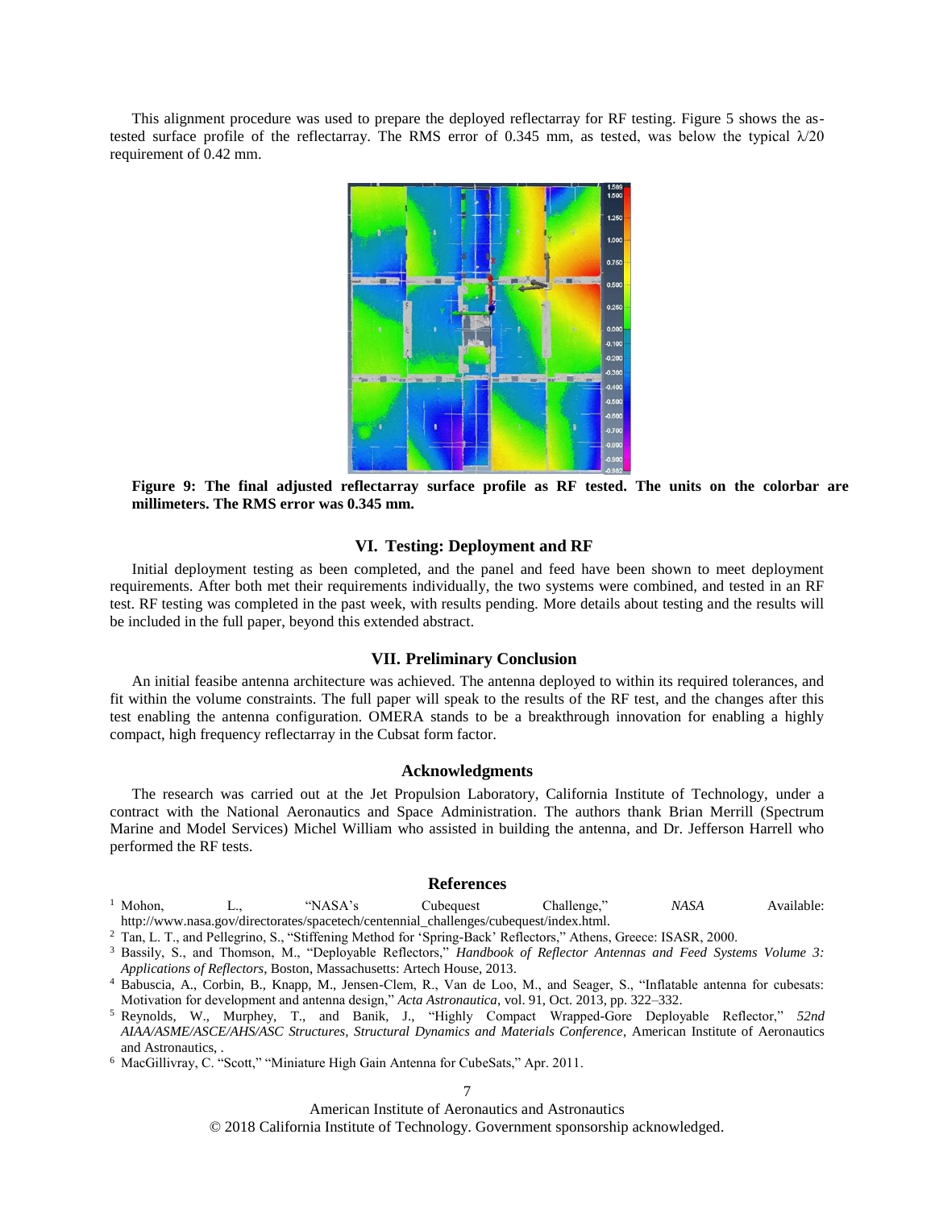This alignment procedure was used to prepare the deployed reflectarray for RF testing. Figure 5 shows the as-tested surface profile of the reflectarray. The RMS error of 0.345 mm, as tested, was below the typical λ/20 requirement of 0.42 mm.

**Figure 9: The final adjusted reflectarray surface profile as RF tested. The units on the colorbar are millimeters. The RMS error was 0.345 mm.**

## VI. Testing: Deployment and RF

Initial deployment testing as been completed, and the panel and feed have been shown to meet deployment requirements. After both met their requirements individually, the two systems were combined, and tested in an RF test. RF testing was completed in the past week, with results pending. More details about testing and the results will be included in the full paper, beyond this extended abstract.

## VII. Preliminary Conclusion

An initial feasibe antenna architecture was achieved. The antenna deployed to within its required tolerances, and fit within the volume constraints. The full paper will speak to the results of the RF test, and the changes after this test enabling the antenna configuration. OMERA stands to be a breakthrough innovation for enabling a highly compact, high frequency reflectarray in the Cubsat form factor.

## Acknowledgments

The research was carried out at the Jet Propulsion Laboratory, California Institute of Technology, under a contract with the National Aeronautics and Space Administration. The authors thank Brian Merrill (Spectrum Marine and Model Services) Michel William who assisted in building the antenna, and Dr. Jefferson Harrell who performed the RF tests.

## References

[1] Mohon, L., "NASA's Cubequest Challenge," *NASA* Available: http://www.nasa.gov/directorates/spacetech/centennial_challenges/cubequest/index.html.

[2] Tan, L. T., and Pellegrino, S., "Stiffening Method for 'Spring-Back' Reflectors," Athens, Greece: ISASR, 2000.

[3] Bassily, S., and Thomson, M., "Deployable Reflectors," *Handbook of Reflector Antennas and Feed Systems Volume 3: Applications of Reflectors*, Boston, Massachusetts: Artech House, 2013.

[4] Babuscia, A., Corbin, B., Knapp, M., Jensen-Clem, R., Van de Loo, M., and Seager, S., "Inflatable antenna for cubesats: Motivation for development and antenna design," *Acta Astronautica*, vol. 91, Oct. 2013, pp. 322–332.

[5] Reynolds, W., Murphey, T., and Banik, J., "Highly Compact Wrapped-Gore Deployable Reflector," *52nd AIAA/ASME/ASCE/AHS/ASC Structures, Structural Dynamics and Materials Conference*, American Institute of Aeronautics and Astronautics, .

[6] MacGillivray, C. "Scott," "Miniature High Gain Antenna for CubeSats," Apr. 2011.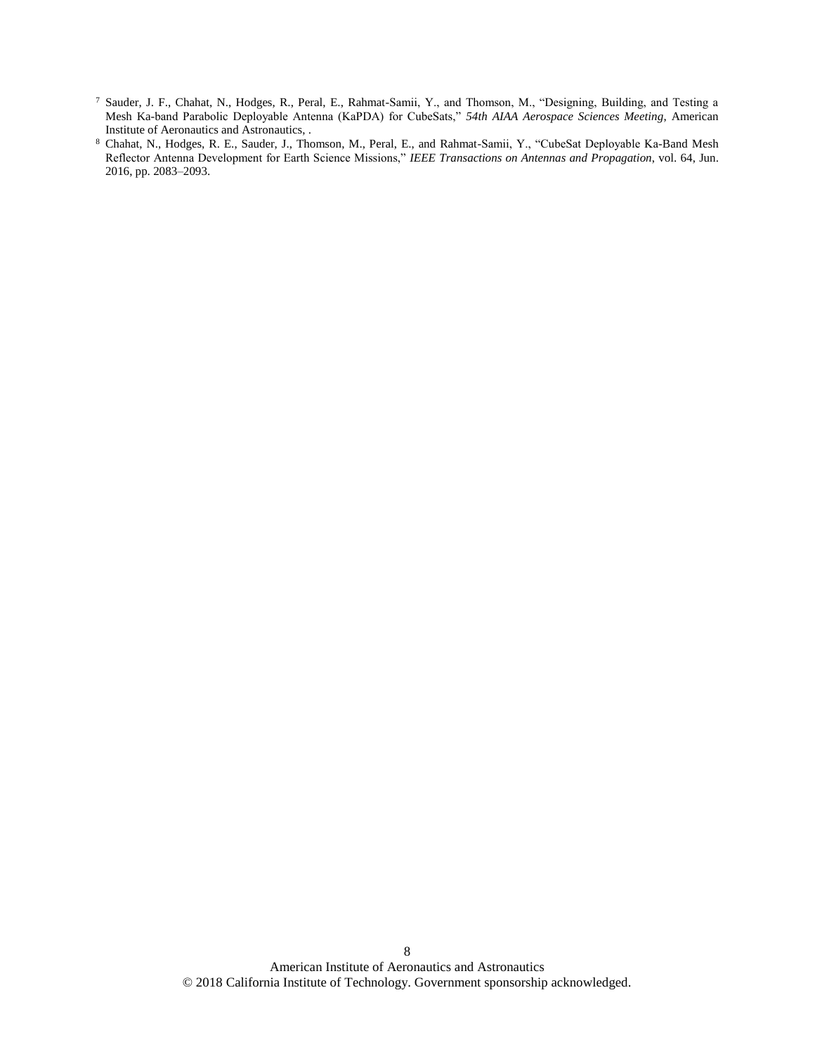[7] Sauder, J. F., Chahat, N., Hodges, R., Peral, E., Rahmat-Samii, Y., and Thomson, M., "Designing, Building, and Testing a Mesh Ka-band Parabolic Deployable Antenna (KaPDA) for CubeSats," *54th AIAA Aerospace Sciences Meeting*, American Institute of Aeronautics and Astronautics, .

[8] Chahat, N., Hodges, R. E., Sauder, J., Thomson, M., Peral, E., and Rahmat-Samii, Y., "CubeSat Deployable Ka-Band Mesh Reflector Antenna Development for Earth Science Missions," *IEEE Transactions on Antennas and Propagation*, vol. 64, Jun. 2016, pp. 2083–2093.